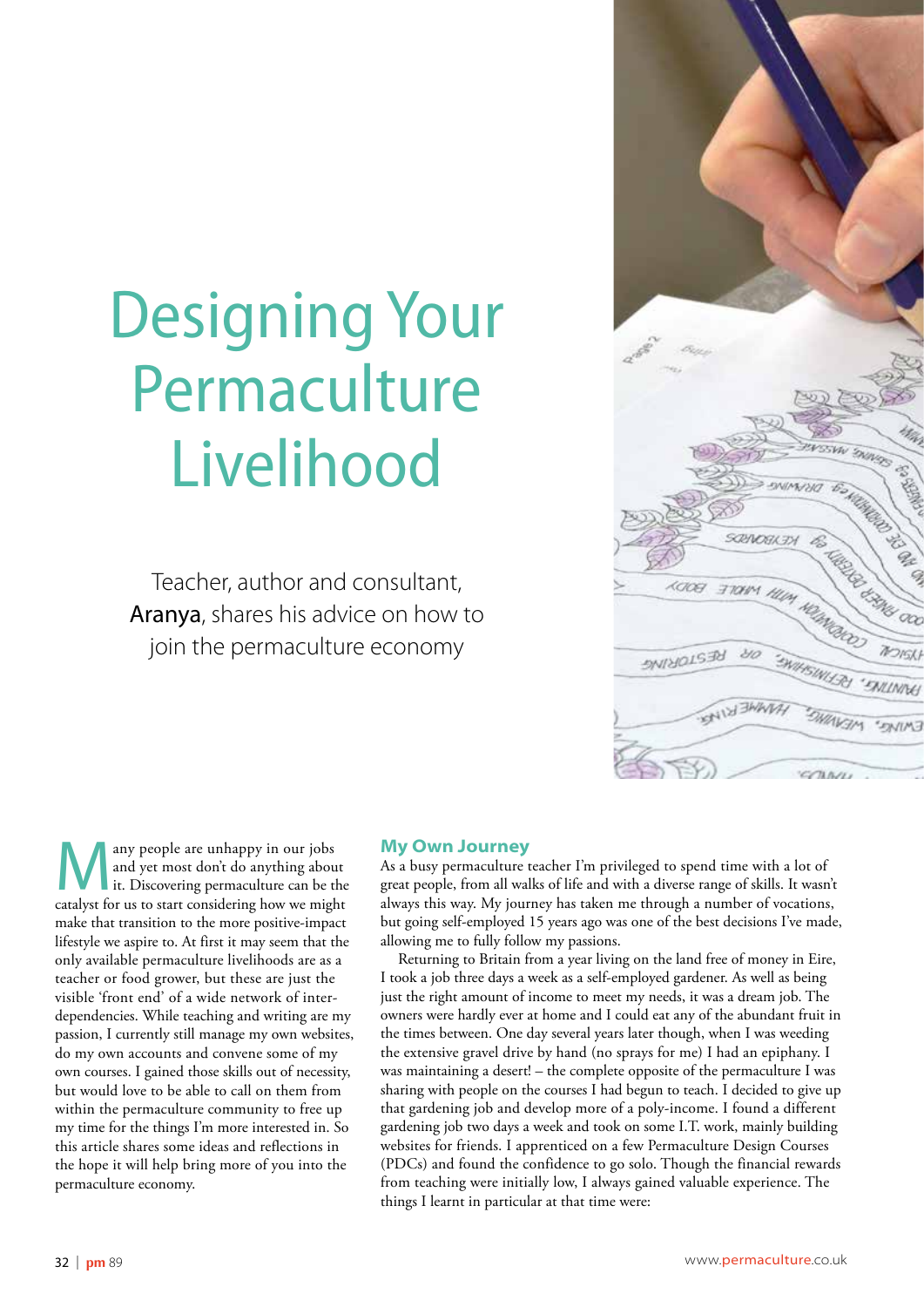# Designing Your Permaculture Livelihood

Teacher, author and consultant, **Aranya**, shares his advice on how to join the permaculture economy

Many people are unhappy in our jobs and yet most don't do anything about it. Discovering permaculture can be the catalyst for us to start considering how we might make that transition to the more positive-impact lifestyle we aspire to. At first it may seem that the only available permaculture livelihoods are as a teacher or food grower, but these are just the visible 'front end' of a wide network of inter-dependencies. While teaching and writing are my passion, I currently still manage my own websites, do my own accounts and convene some of my own courses. I gained those skills out of necessity, but would love to be able to call on them from within the permaculture community to free up my time for the things I'm more interested in. So this article shares some ideas and reflections in the hope it will help bring more of you into the permaculture economy.

## My Own Journey

As a busy permaculture teacher I'm privileged to spend time with a lot of great people, from all walks of life and with a diverse range of skills. It wasn't always this way. My journey has taken me through a number of vocations, but going self-employed 15 years ago was one of the best decisions I've made, allowing me to fully follow my passions.

Returning to Britain from a year living on the land free of money in Eire, I took a job three days a week as a self-employed gardener. As well as being just the right amount of income to meet my needs, it was a dream job. The owners were hardly ever at home and I could eat any of the abundant fruit in the times between. One day several years later though, when I was weeding the extensive gravel drive by hand (no sprays for me) I had an epiphany. I was maintaining a desert! – the complete opposite of the permaculture I was sharing with people on the courses I had begun to teach. I decided to give up that gardening job and develop more of a poly-income. I found a different gardening job two days a week and took on some I.T. work, mainly building websites for friends. I apprenticed on a few Permaculture Design Courses (PDCs) and found the confidence to go solo. Though the financial rewards from teaching were initially low, I always gained valuable experience. The things I learnt in particular at that time were: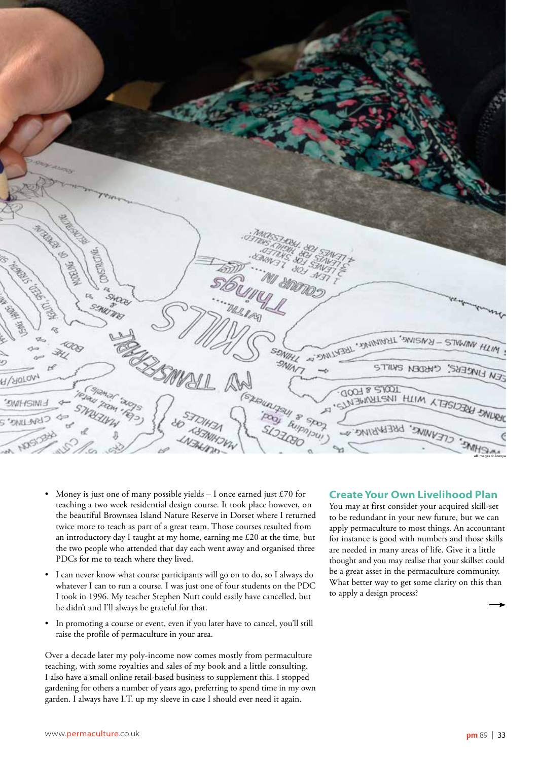- Money is just one of many possible yields – I once earned just £70 for teaching a two week residential design course. It took place however, on the beautiful Brownsea Island Nature Reserve in Dorset where I returned twice more to teach as part of a great team. Those courses resulted from an introductory day I taught at my home, earning me £20 at the time, but the two people who attended that day each went away and organised three PDCs for me to teach where they lived.
- I can never know what course participants will go on to do, so I always do whatever I can to run a course. I was just one of four students on the PDC I took in 1996. My teacher Stephen Nutt could easily have cancelled, but he didn't and I'll always be grateful for that.
- In promoting a course or event, even if you later have to cancel, you'll still raise the profile of permaculture in your area.

Over a decade later my poly-income now comes mostly from permaculture teaching, with some royalties and sales of my book and a little consulting. I also have a small online retail-based business to supplement this. I stopped gardening for others a number of years ago, preferring to spend time in my own garden. I always have I.T. up my sleeve in case I should ever need it again.

## Create Your Own Livelihood Plan

You may at first consider your acquired skill-set to be redundant in your new future, but we can apply permaculture to most things. An accountant for instance is good with numbers and those skills are needed in many areas of life. Give it a little thought and you may realise that your skillset could be a great asset in the permaculture community. What better way to get some clarity on this than to apply a design process?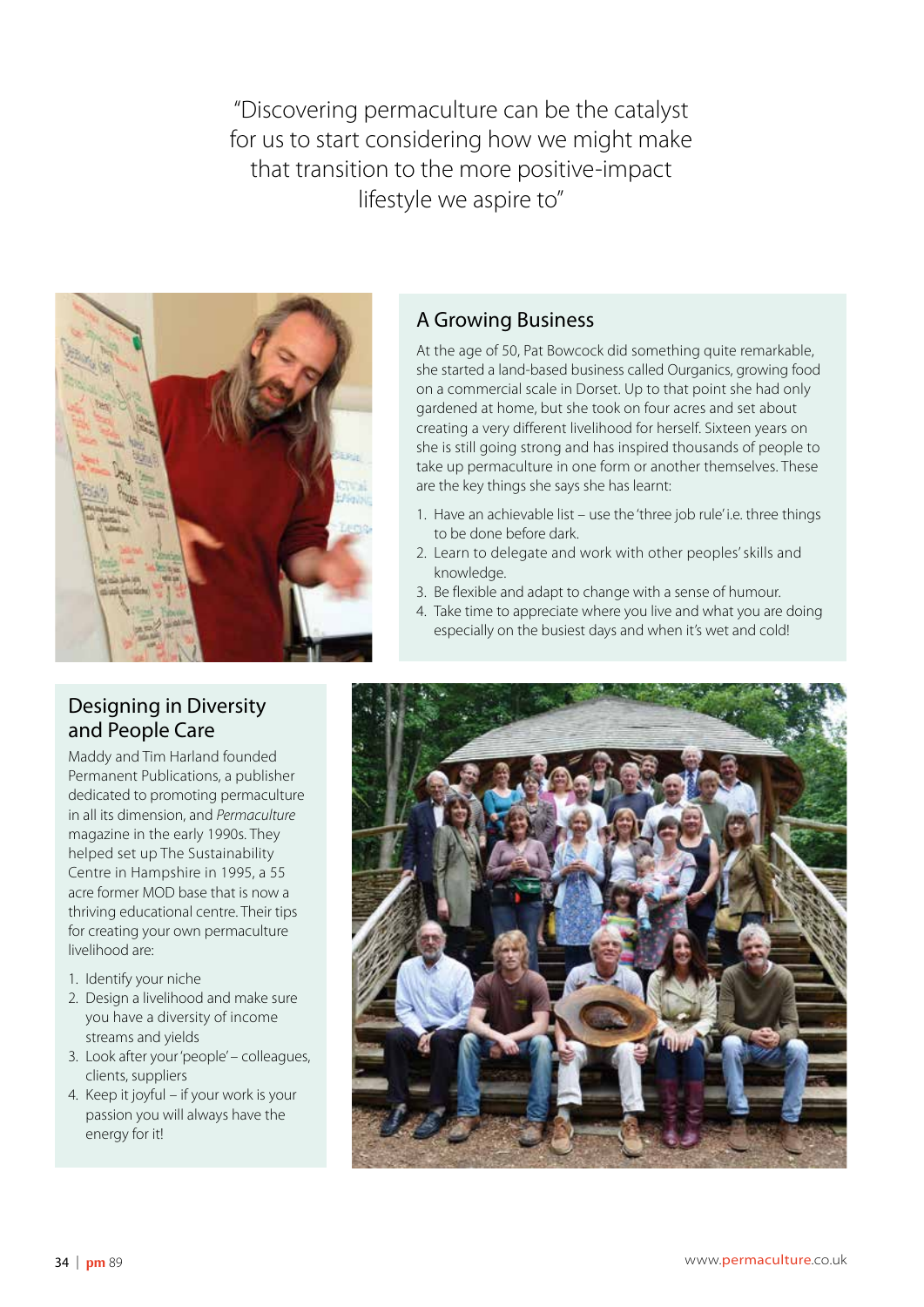"Discovering permaculture can be the catalyst for us to start considering how we might make that transition to the more positive-impact lifestyle we aspire to"

## A Growing Business

At the age of 50, Pat Bowcock did something quite remarkable, she started a land-based business called Ourganics, growing food on a commercial scale in Dorset. Up to that point she had only gardened at home, but she took on four acres and set about creating a very different livelihood for herself. Sixteen years on she is still going strong and has inspired thousands of people to take up permaculture in one form or another themselves. These are the key things she says she has learnt:

1. Have an achievable list – use the 'three job rule' i.e. three things to be done before dark.
2. Learn to delegate and work with other peoples' skills and knowledge.
3. Be flexible and adapt to change with a sense of humour.
4. Take time to appreciate where you live and what you are doing especially on the busiest days and when it's wet and cold!

## Designing in Diversity and People Care

Maddy and Tim Harland founded Permanent Publications, a publisher dedicated to promoting permaculture in all its dimension, and *Permaculture* magazine in the early 1990s. They helped set up The Sustainability Centre in Hampshire in 1995, a 55 acre former MOD base that is now a thriving educational centre. Their tips for creating your own permaculture livelihood are:

1. Identify your niche
2. Design a livelihood and make sure you have a diversity of income streams and yields
3. Look after your 'people' – colleagues, clients, suppliers
4. Keep it joyful – if your work is your passion you will always have the energy for it!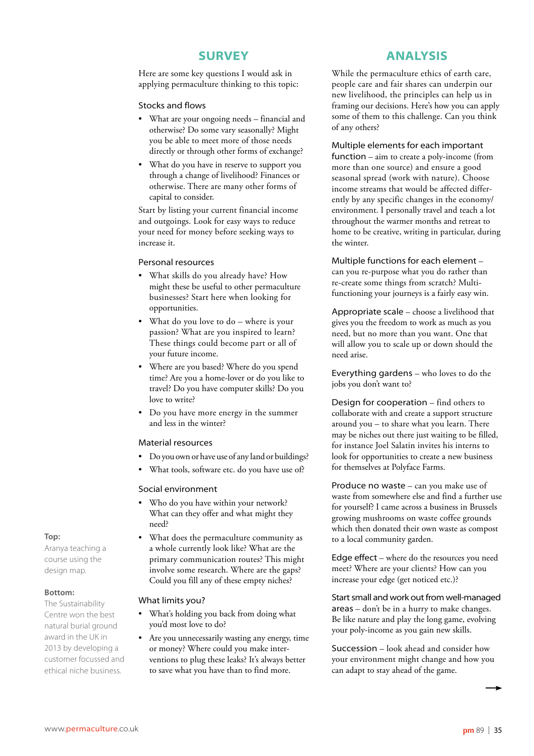## SURVEY

Here are some key questions I would ask in applying permaculture thinking to this topic:

### Stocks and flows

- What are your ongoing needs – financial and otherwise? Do some vary seasonally? Might you be able to meet more of those needs directly or through other forms of exchange?
- What do you have in reserve to support you through a change of livelihood? Finances or otherwise. There are many other forms of capital to consider.

Start by listing your current financial income and outgoings. Look for easy ways to reduce your need for money before seeking ways to increase it.

### Personal resources

- What skills do you already have? How might these be useful to other permaculture businesses? Start here when looking for opportunities.
- What do you love to do – where is your passion? What are you inspired to learn? These things could become part or all of your future income.
- Where are you based? Where do you spend time? Are you a home-lover or do you like to travel? Do you have computer skills? Do you love to write?
- Do you have more energy in the summer and less in the winter?

### Material resources

- Do you own or have use of any land or buildings?
- What tools, software etc. do you have use of?

### Social environment

- Who do you have within your network? What can they offer and what might they need?
- What does the permaculture community as a whole currently look like? What are the primary communication routes? This might involve some research. Where are the gaps? Could you fill any of these empty niches?

### What limits you?

- What's holding you back from doing what you'd most love to do?
- Are you unnecessarily wasting any energy, time or money? Where could you make interventions to plug these leaks? It's always better to save what you have than to find more.

**Top:** Aranya teaching a course using the design map.

**Bottom:** The Sustainability Centre won the best natural burial ground award in the UK in 2013 by developing a customer focussed and ethical niche business.

## ANALYSIS

While the permaculture ethics of earth care, people care and fair shares can underpin our new livelihood, the principles can help us in framing our decisions. Here's how you can apply some of them to this challenge. Can you think of any others?

**Multiple elements for each important function** – aim to create a poly-income (from more than one source) and ensure a good seasonal spread (work with nature). Choose income streams that would be affected differently by any specific changes in the economy/environment. I personally travel and teach a lot throughout the warmer months and retreat to home to be creative, writing in particular, during the winter.

**Multiple functions for each element** – can you re-purpose what you do rather than re-create some things from scratch? Multi-functioning your journeys is a fairly easy win.

**Appropriate scale** – choose a livelihood that gives you the freedom to work as much as you need, but no more than you want. One that will allow you to scale up or down should the need arise.

**Everything gardens** – who loves to do the jobs you don't want to?

**Design for cooperation** – find others to collaborate with and create a support structure around you – to share what you learn. There may be niches out there just waiting to be filled, for instance Joel Salatin invites his interns to look for opportunities to create a new business for themselves at Polyface Farms.

**Produce no waste** – can you make use of waste from somewhere else and find a further use for yourself? I came across a business in Brussels growing mushrooms on waste coffee grounds which then donated their own waste as compost to a local community garden.

**Edge effect** – where do the resources you need meet? Where are your clients? How can you increase your edge (get noticed etc.)?

**Start small and work out from well-managed areas** – don't be in a hurry to make changes. Be like nature and play the long game, evolving your poly-income as you gain new skills.

**Succession** – look ahead and consider how your environment might change and how you can adapt to stay ahead of the game.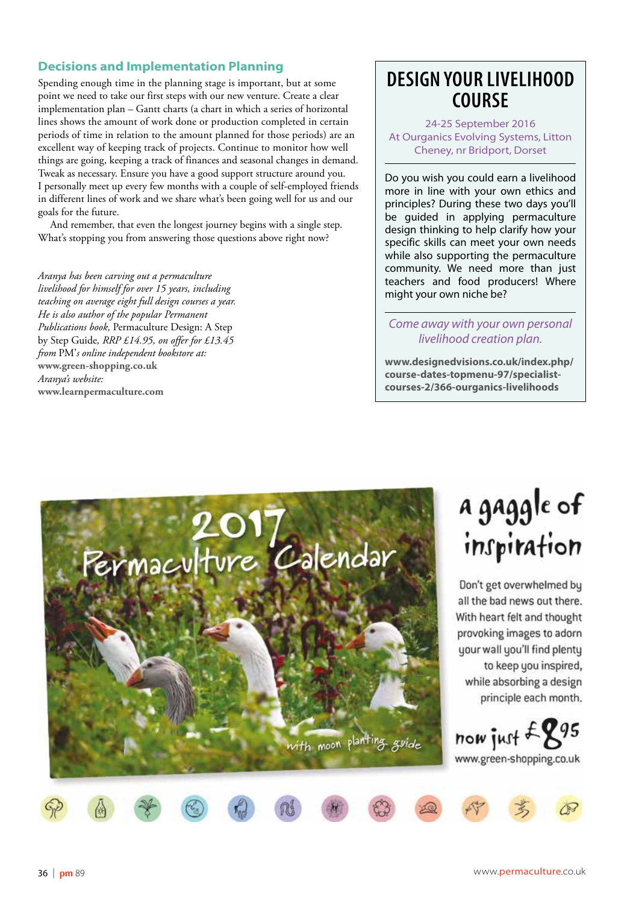## Decisions and Implementation Planning

Spending enough time in the planning stage is important, but at some point we need to take our first steps with our new venture. Create a clear implementation plan – Gantt charts (a chart in which a series of horizontal lines shows the amount of work done or production completed in certain periods of time in relation to the amount planned for those periods) are an excellent way of keeping track of projects. Continue to monitor how well things are going, keeping a track of finances and seasonal changes in demand. Tweak as necessary. Ensure you have a good support structure around you. I personally meet up every few months with a couple of self-employed friends in different lines of work and we share what's been going well for us and our goals for the future.

And remember, that even the longest journey begins with a single step. What's stopping you from answering those questions above right now?

*Aranya has been carving out a permaculture livelihood for himself for over 15 years, including teaching on average eight full design courses a year. He is also author of the popular Permanent Publications book,* Permaculture Design: A Step by Step Guide*, RRP £14.95, on offer for £13.45 from PM's online independent bookstore at:*
**www.green-shopping.co.uk**
*Aranya's website:*
**www.learnpermaculture.com**

## DESIGN YOUR LIVELIHOOD COURSE

24-25 September 2016
At Ourganics Evolving Systems, Litton Cheney, nr Bridport, Dorset

Do you wish you could earn a livelihood more in line with your own ethics and principles? During these two days you'll be guided in applying permaculture design thinking to help clarify how your specific skills can meet your own needs while also supporting the permaculture community. We need more than just teachers and food producers! Where might your own niche be?

*Come away with your own personal livelihood creation plan.*

**www.designedvisions.co.uk/index.php/course-dates-topmenu-97/specialist-courses-2/366-ourganics-livelihoods**

2017 Permaculture Calendar

with moon planting guide

## a gaggle of inspiration

Don't get overwhelmed by all the bad news out there. With heart felt and thought provoking images to adorn your wall you'll find plenty to keep you inspired, while absorbing a design principle each month.

now just £8.95

www.green-shopping.co.uk